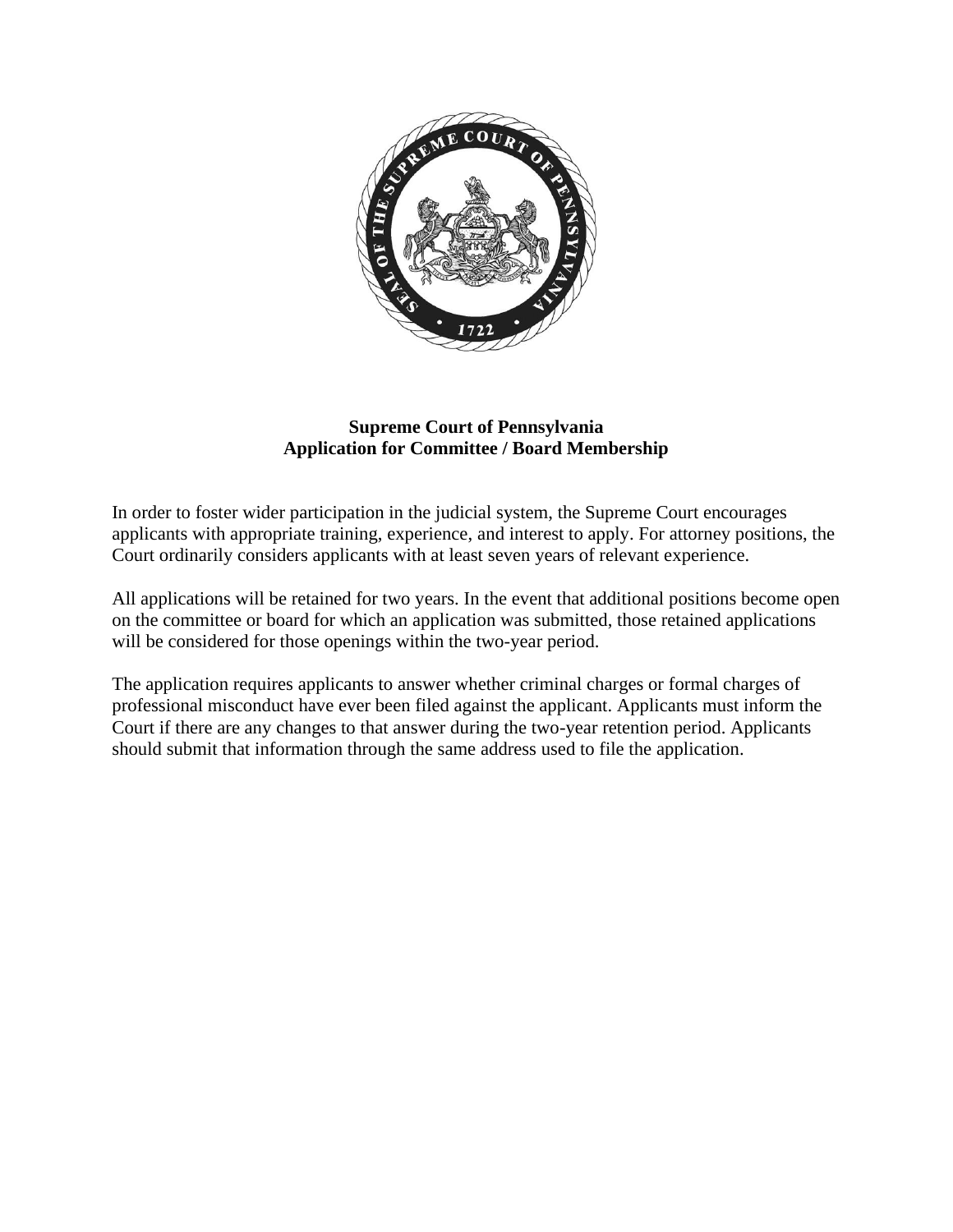**Supreme Court of Pennsylvania**
**Application for Committee / Board Membership**

In order to foster wider participation in the judicial system, the Supreme Court encourages applicants with appropriate training, experience, and interest to apply. For attorney positions, the Court ordinarily considers applicants with at least seven years of relevant experience.

All applications will be retained for two years. In the event that additional positions become open on the committee or board for which an application was submitted, those retained applications will be considered for those openings within the two-year period.

The application requires applicants to answer whether criminal charges or formal charges of professional misconduct have ever been filed against the applicant. Applicants must inform the Court if there are any changes to that answer during the two-year retention period. Applicants should submit that information through the same address used to file the application.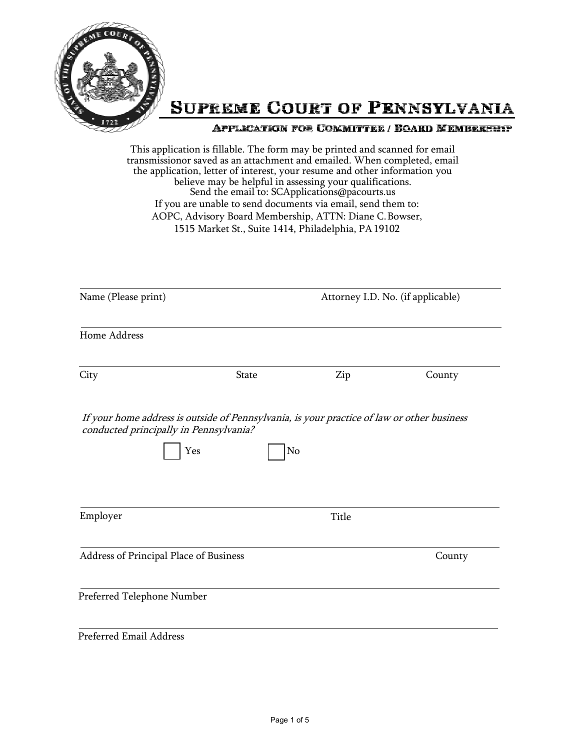# Supreme Court of Pennsylvania

## Application for Committee / Board Membership

This application is fillable. The form may be printed and scanned for email transmissionor saved as an attachment and emailed. When completed, email the application, letter of interest, your resume and other information you believe may be helpful in assessing your qualifications.
Send the email to: SCApplications@pacourts.us
If you are unable to send documents via email, send them to:
AOPC, Advisory Board Membership, ATTN: Diane C. Bowser,
1515 Market St., Suite 1414, Philadelphia, PA 19102

Name (Please print) ____________________ Attorney I.D. No. (if applicable) ____________________

Home Address ____________________

City ____________________ State ____________________ Zip ____________________ County ____________________

*If your home address is outside of Pennsylvania, is your practice of law or other business conducted principally in Pennsylvania?*

☐ Yes ☐ No

Employer ____________________ Title ____________________

Address of Principal Place of Business ____________________ County ____________________

Preferred Telephone Number ____________________

Preferred Email Address ____________________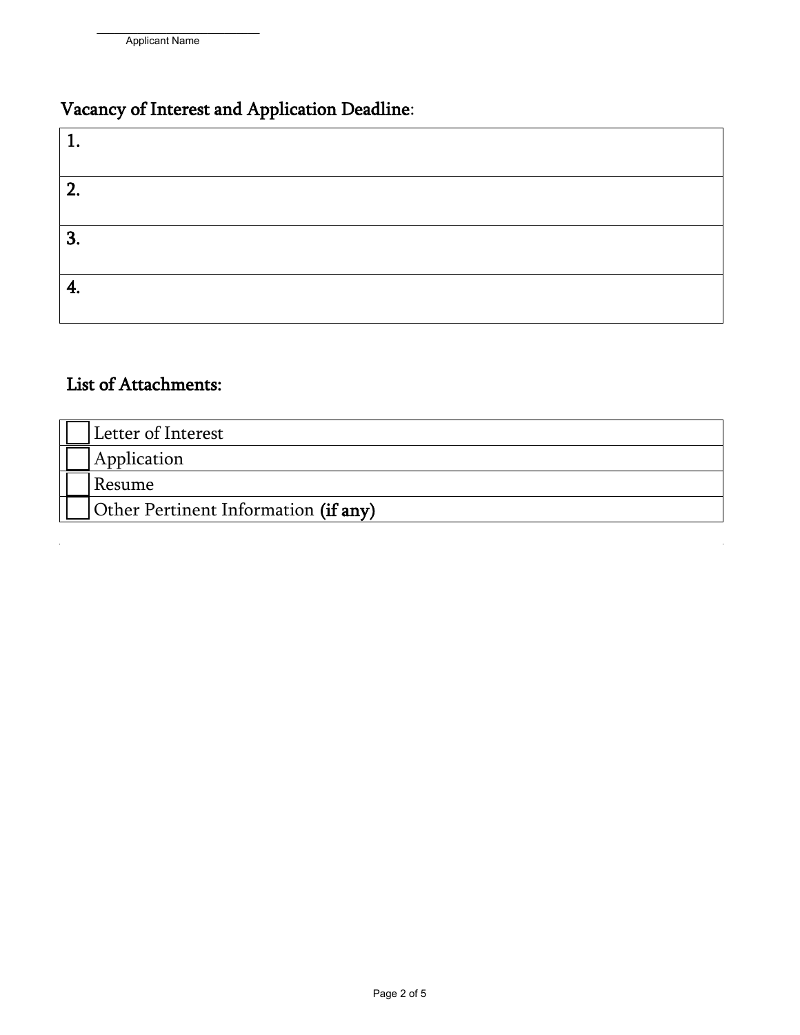_____________________________
Applicant Name

## Vacancy of Interest and Application Deadline:

| |
|---|
| 1. |
| 2. |
| 3. |
| 4. |

## List of Attachments:

| | |
|---|---|
| ☐ | Letter of Interest |
| ☐ | Application |
| ☐ | Resume |
| ☐ | Other Pertinent Information **(if any)** |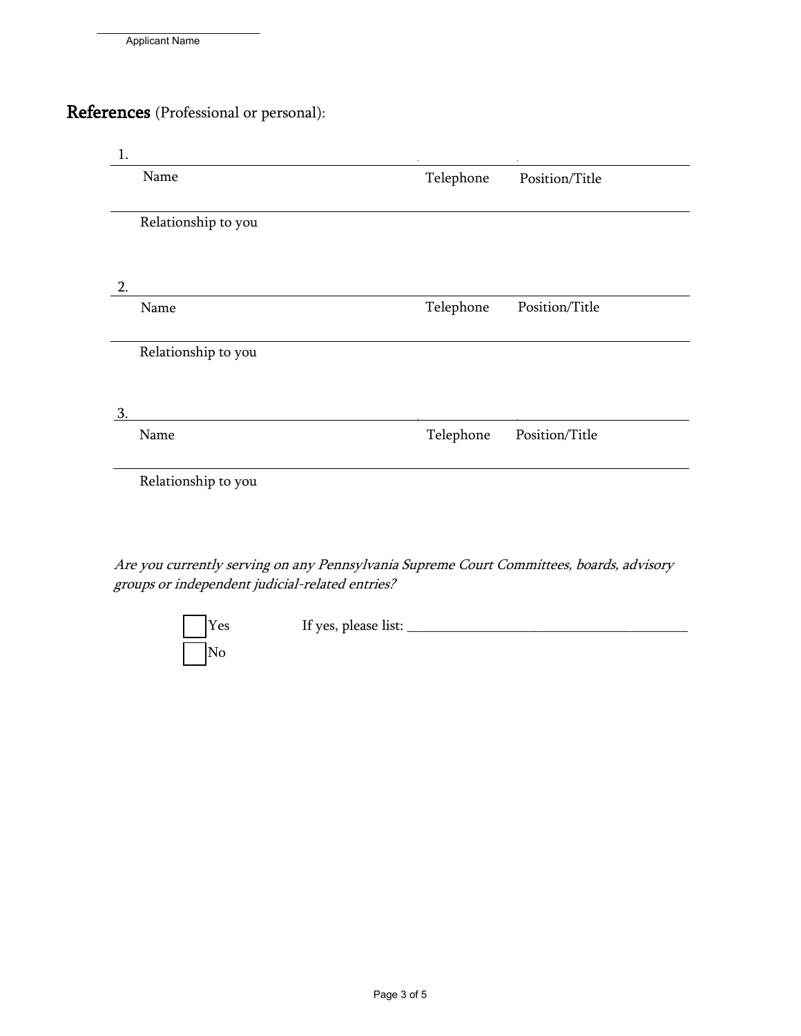Applicant Name

## **References** (Professional or personal):

1.

Name | Telephone | Position/Title

Relationship to you

2.

Name | Telephone | Position/Title

Relationship to you

3.

Name | Telephone | Position/Title

Relationship to you

*Are you currently serving on any Pennsylvania Supreme Court Committees, boards, advisory groups or independent judicial-related entries?*

☐ Yes If yes, please list: ________________________________________

☐ No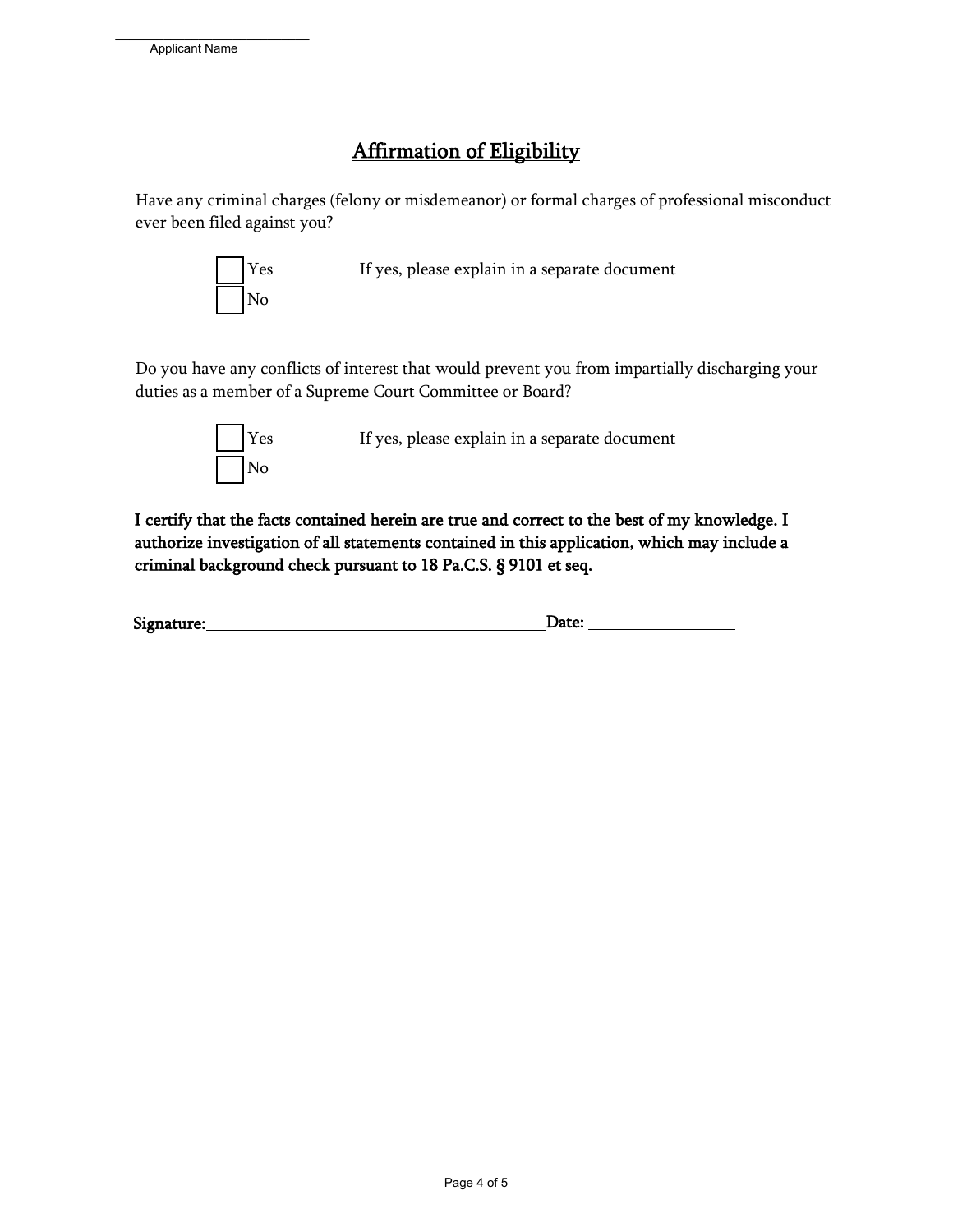_______________________
Applicant Name

## Affirmation of Eligibility

Have any criminal charges (felony or misdemeanor) or formal charges of professional misconduct ever been filed against you?

☐ Yes  If yes, please explain in a separate document
☐ No

Do you have any conflicts of interest that would prevent you from impartially discharging your duties as a member of a Supreme Court Committee or Board?

☐ Yes  If yes, please explain in a separate document
☐ No

**I certify that the facts contained herein are true and correct to the best of my knowledge. I authorize investigation of all statements contained in this application, which may include a criminal background check pursuant to 18 Pa.C.S. § 9101 et seq.**

**Signature:**_______________________________________**Date:** ________________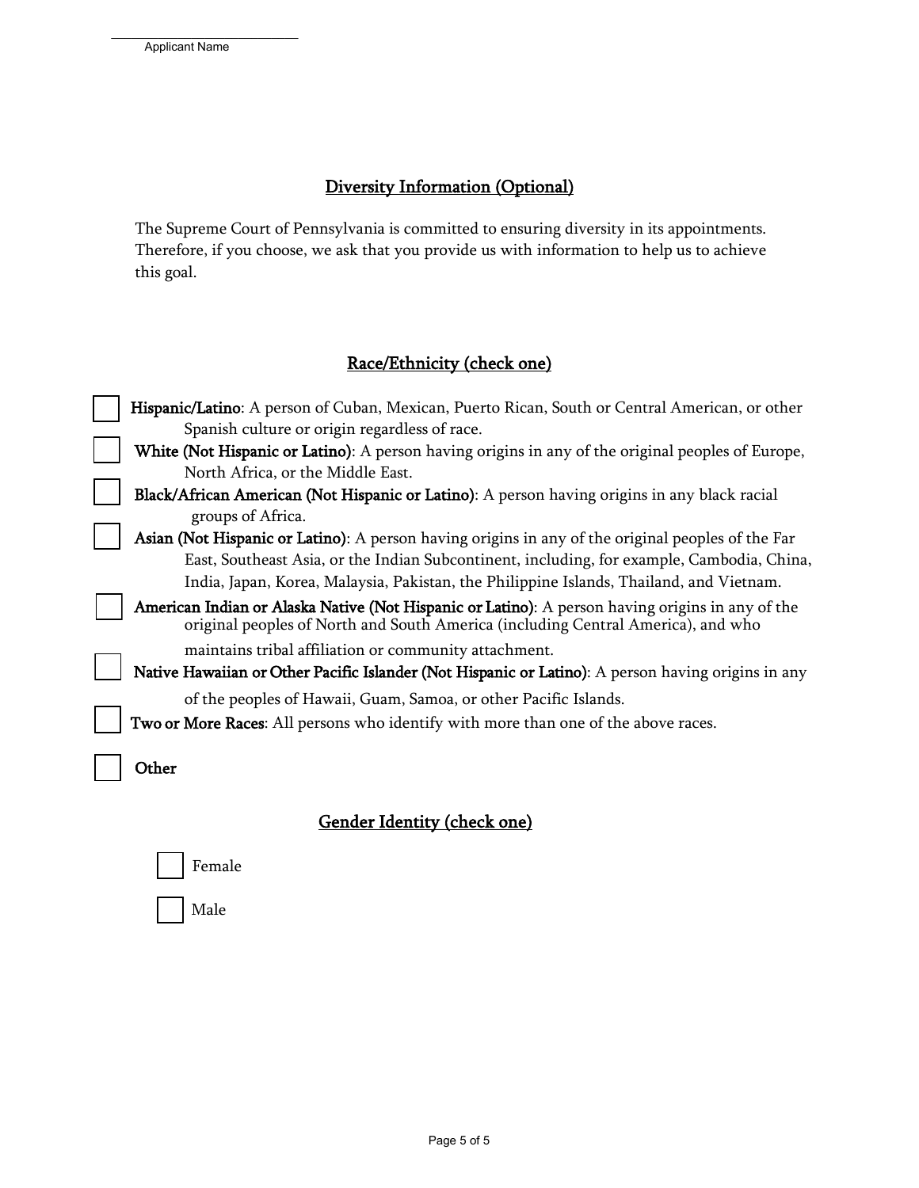Applicant Name

## Diversity Information (Optional)

The Supreme Court of Pennsylvania is committed to ensuring diversity in its appointments. Therefore, if you choose, we ask that you provide us with information to help us to achieve this goal.

## Race/Ethnicity (check one)

- ☐ **Hispanic/Latino**: A person of Cuban, Mexican, Puerto Rican, South or Central American, or other Spanish culture or origin regardless of race.
- ☐ **White (Not Hispanic or Latino)**: A person having origins in any of the original peoples of Europe, North Africa, or the Middle East.
- ☐ **Black/African American (Not Hispanic or Latino)**: A person having origins in any black racial groups of Africa.
- ☐ **Asian (Not Hispanic or Latino)**: A person having origins in any of the original peoples of the Far East, Southeast Asia, or the Indian Subcontinent, including, for example, Cambodia, China, India, Japan, Korea, Malaysia, Pakistan, the Philippine Islands, Thailand, and Vietnam.
- ☐ **American Indian or Alaska Native (Not Hispanic or Latino)**: A person having origins in any of the original peoples of North and South America (including Central America), and who maintains tribal affiliation or community attachment.
- ☐ **Native Hawaiian or Other Pacific Islander (Not Hispanic or Latino)**: A person having origins in any of the peoples of Hawaii, Guam, Samoa, or other Pacific Islands.
- ☐ **Two or More Races**: All persons who identify with more than one of the above races.
- ☐ **Other**

## Gender Identity (check one)

- ☐ Female
- ☐ Male